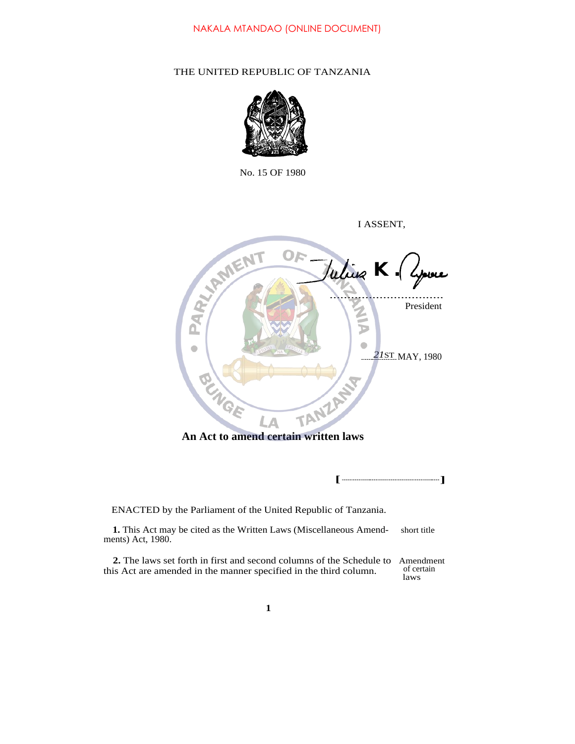NAKALA MTANDAO (ONLINE DOCUMENT)

THE UNITED REPUBLIC OF TANZANIA

No. 15 OF 1980

I ASSENT,

Julius K. Nyerere

President

21ST MAY, 1980

**An Act to amend certain written laws**

[ ]

ENACTED by the Parliament of the United Republic of Tanzania.

short title

**1.** This Act may be cited as the Written Laws (Miscellaneous Amendments) Act, 1980.

Amendment of certain laws

**2.** The laws set forth in first and second columns of the Schedule to this Act are amended in the manner specified in the third column.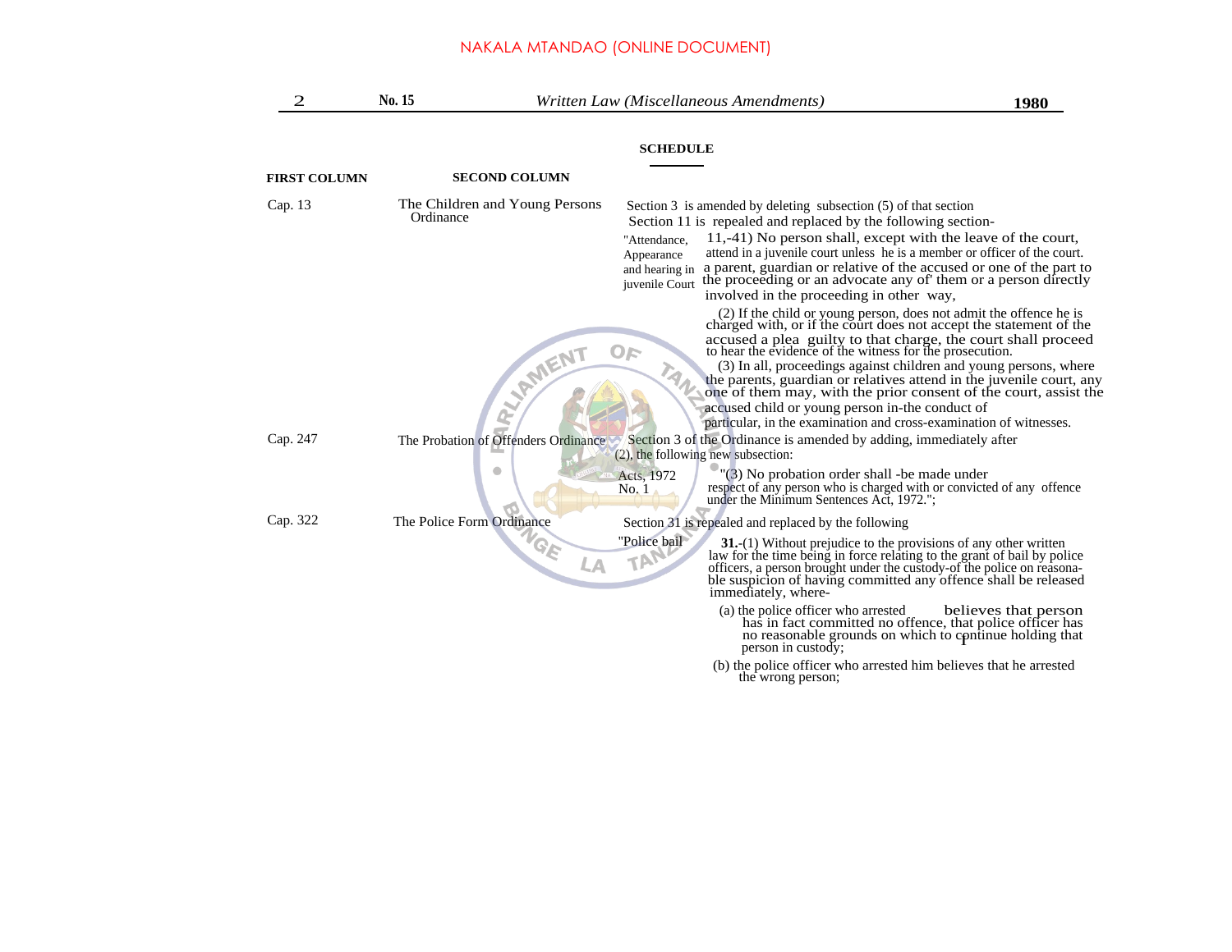## SCHEDULE

| FIRST COLUMN | SECOND COLUMN | |
|---|---|---|
| Cap. 13 | The Children and Young Persons Ordinance | Section 3 is amended by deleting subsection (5) of that section<br>Section 11 is repealed and replaced by the following section-<br>"Attendance, Appearance and hearing in juvenile Court 11,-41) No person shall, except with the leave of the court, attend in a juvenile court unless he is a member or officer of the court. a parent, guardian or relative of the accused or one of the part to the proceeding or an advocate any of' them or a person directly involved in the proceeding in other way,<br>(2) If the child or young person, does not admit the offence he is charged with, or if the court does not accept the statement of the accused a plea guilty to that charge, the court shall proceed to hear the evidence of the witness for the prosecution.<br>(3) In all, proceedings against children and young persons, where the parents, guardian or relatives attend in the juvenile court, any one of them may, with the prior consent of the court, assist the accused child or young person in-the conduct of particular, in the examination and cross-examination of witnesses. |
| Cap. 247 | The Probation of Offenders Ordinance | Section 3 of the Ordinance is amended by adding, immediately after (2), the following new subsection:<br>Acts, 1972 No. 1 "(3) No probation order shall -be made under respect of any person who is charged with or convicted of any offence under the Minimum Sentences Act, 1972."; |
| Cap. 322 | The Police Form Ordinance | Section 31 is repealed and replaced by the following<br>"Police bail **31.**-(1) Without prejudice to the provisions of any other written law for the time being in force relating to the grant of bail by police officers, a person brought under the custody-of the police on reasonable suspicion of having committed any offence shall be released immediately, where-<br>(a) the police officer who arrested believes that person has in fact committed no offence, that police officer has no reasonable grounds on which to continue holding that person in custody;<br>(b) the police officer who arrested him believes that he arrested the wrong person; |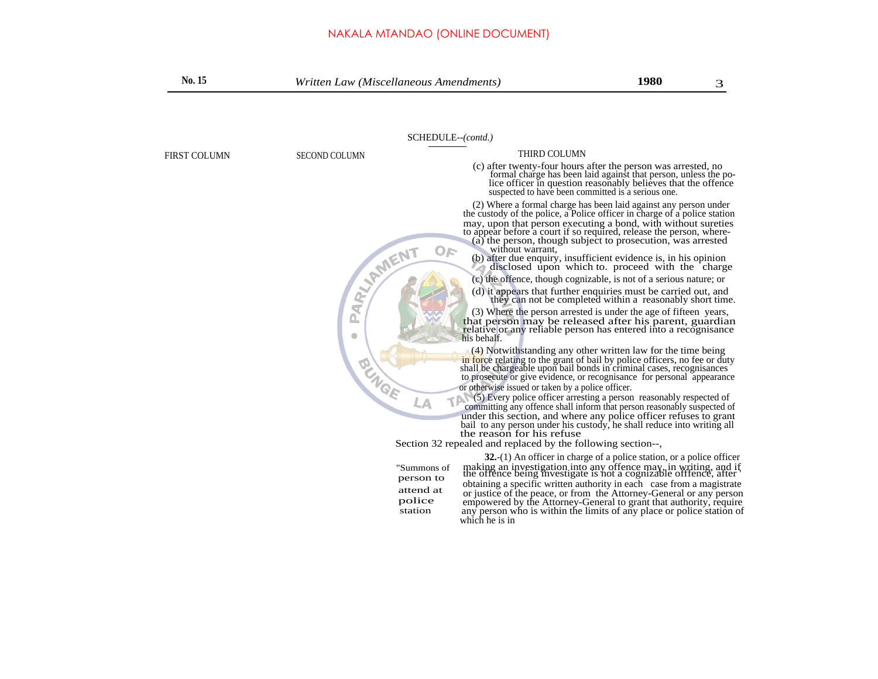SCHEDULE--*(contd.)*

| FIRST COLUMN | SECOND COLUMN | THIRD COLUMN |
|---|---|---|

(c) after twenty-four hours after the person was arrested, no formal charge has been laid against that person, unless the police officer in question reasonably believes that the offence suspected to have been committed is a serious one.

(2) Where a formal charge has been laid against any person under the custody of the police, a Police officer in charge of a police station may, upon that person executing a bond, with without sureties to appear before a court if so required, release the person, where-

(a) the person, though subject to prosecution, was arrested without warrant,

(b) after due enquiry, insufficient evidence is, in his opinion disclosed upon which to. proceed with the charge

(c) the offence, though cognizable, is not of a serious nature; or

(d) it appears that further enquiries must be carried out, and they can not be completed within a reasonably short time.

(3) Where the person arrested is under the age of fifteen years, that person may be released after his parent, guardian relative or any reliable person has entered into a recognisance his behalf.

(4) Notwithstanding any other written law for the time being in force relating to the grant of bail by police officers, no fee or duty shall be chargeable upon bail bonds in criminal cases, recognisances to prosecute or give evidence, or recognisance for personal appearance or otherwise issued or taken by a police officer.

(5) Every police officer arresting a person reasonably respected of committing any offence shall inform that person reasonably suspected of under this section, and where any police officer refuses to grant bail to any person under his custody, he shall reduce into writing all the reason for his refuse

Section 32 repealed and replaced by the following section--,

"Summons of person to attend at police station

**32.**-(1) An officer in charge of a police station, or a police officer making an investigation into any offence may, in writing, and if the offence being investigate is not a cognizable offfence, after obtaining a specific written authority in each case from a magistrate or justice of the peace, or from the Attorney-General or any person empowered by the Attorney-General to grant that authority, require any person who is within the limits of any place or police station of which he is in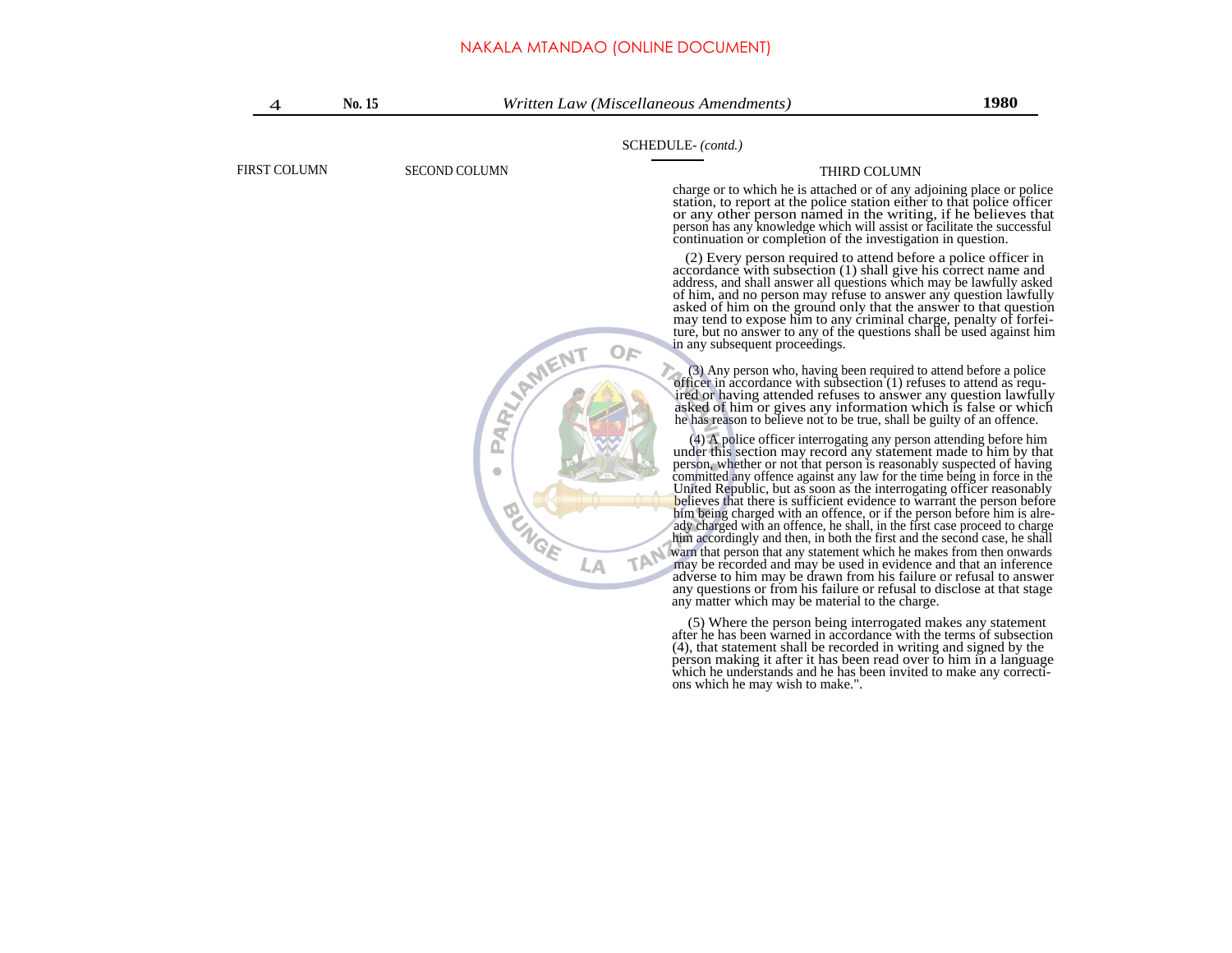SCHEDULE- *(contd.)*

| FIRST COLUMN | SECOND COLUMN | THIRD COLUMN |
|---|---|---|

charge or to which he is attached or of any adjoining place or police station, to report at the police station either to that police officer or any other person named in the writing, if he believes that person has any knowledge which will assist or facilitate the successful continuation or completion of the investigation in question.

(2) Every person required to attend before a police officer in accordance with subsection (1) shall give his correct name and address, and shall answer all questions which may be lawfully asked of him, and no person may refuse to answer any question lawfully asked of him on the ground only that the answer to that question may tend to expose him to any criminal charge, penalty of forfeiture, but no answer to any of the questions shall be used against him in any subsequent proceedings.

(3) Any person who, having been required to attend before a police officer in accordance with subsection (1) refuses to attend as required or having attended refuses to answer any question lawfully asked of him or gives any information which is false or which he has reason to believe not to be true, shall be guilty of an offence.

(4) A police officer interrogating any person attending before him under this section may record any statement made to him by that person, whether or not that person is reasonably suspected of having committed any offence against any law for the time being in force in the United Republic, but as soon as the interrogating officer reasonably believes that there is sufficient evidence to warrant the person before him being charged with an offence, or if the person before him is already charged with an offence, he shall, in the first case proceed to charge him accordingly and then, in both the first and the second case, he shall warn that person that any statement which he makes from then onwards may be recorded and may be used in evidence and that an inference adverse to him may be drawn from his failure or refusal to answer any questions or from his failure or refusal to disclose at that stage any matter which may be material to the charge.

(5) Where the person being interrogated makes any statement after he has been warned in accordance with the terms of subsection (4), that statement shall be recorded in writing and signed by the person making it after it has been read over to him in a language which he understands and he has been invited to make any corrections which he may wish to make.".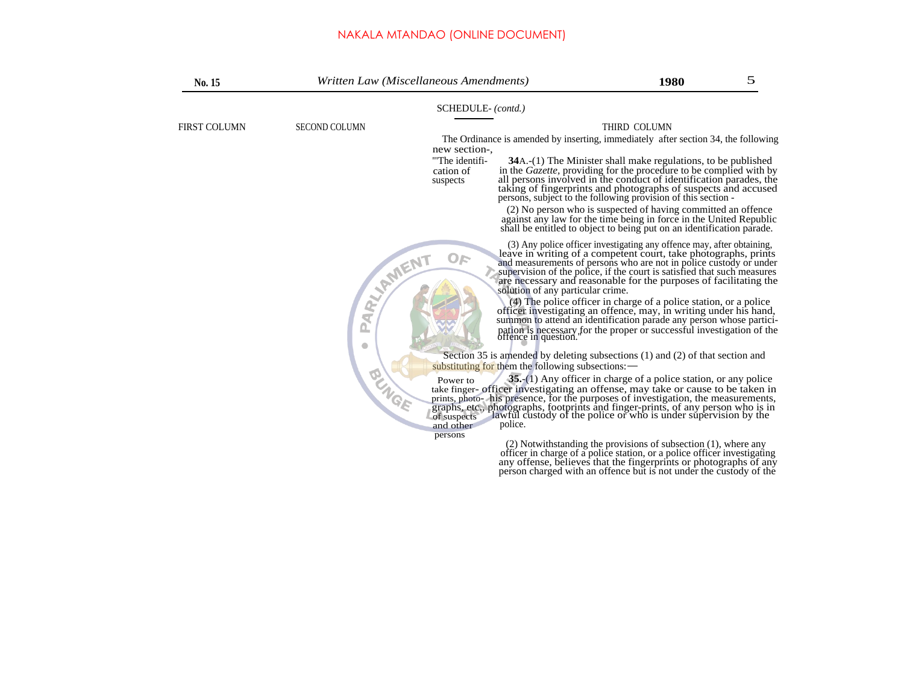SCHEDULE- *(contd.)*

| FIRST COLUMN | SECOND COLUMN | THIRD COLUMN |
| --- | --- | --- |

The Ordinance is amended by inserting, immediately after section 34, the following new section-,

"The identification of suspects

"**34**A.-(1) The Minister shall make regulations, to be published in the *Gazette*, providing for the procedure to be complied with by all persons involved in the conduct of identification parades, the taking of fingerprints and photographs of suspects and accused persons, subject to the following provision of this section -

(2) No person who is suspected of having committed an offence against any law for the time being in force in the United Republic shall be entitled to object to being put on an identification parade.

(3) Any police officer investigating any offence may, after obtaining, leave in writing of a competent court, take photographs, prints and measurements of persons who are not in police custody or under supervision of the police, if the court is satisfied that such measures are necessary and reasonable for the purposes of facilitating the solution of any particular crime.

(4) The police officer in charge of a police station, or a police officer investigating an offence, may, in writing under his hand, summon to attend an identification parade any person whose participation is necessary for the proper or successful investigation of the offence in question."

Section 35 is amended by deleting subsections (1) and (2) of that section and substituting for them the following subsections:—

Power to take finger-prints, photographs, etc., of suspects and other persons

**35.**-(1) Any officer in charge of a police station, or any police officer investigating an offense, may take or cause to be taken in his presence, for the purposes of investigation, the measurements, photographs, footprints and finger-prints, of any person who is in lawful custody of the police or who is under supervision by the police.

(2) Notwithstanding the provisions of subsection (1), where any officer in charge of a police station, or a police officer investigating any offense, believes that the fingerprints or photographs of any person charged with an offence but is not under the custody of the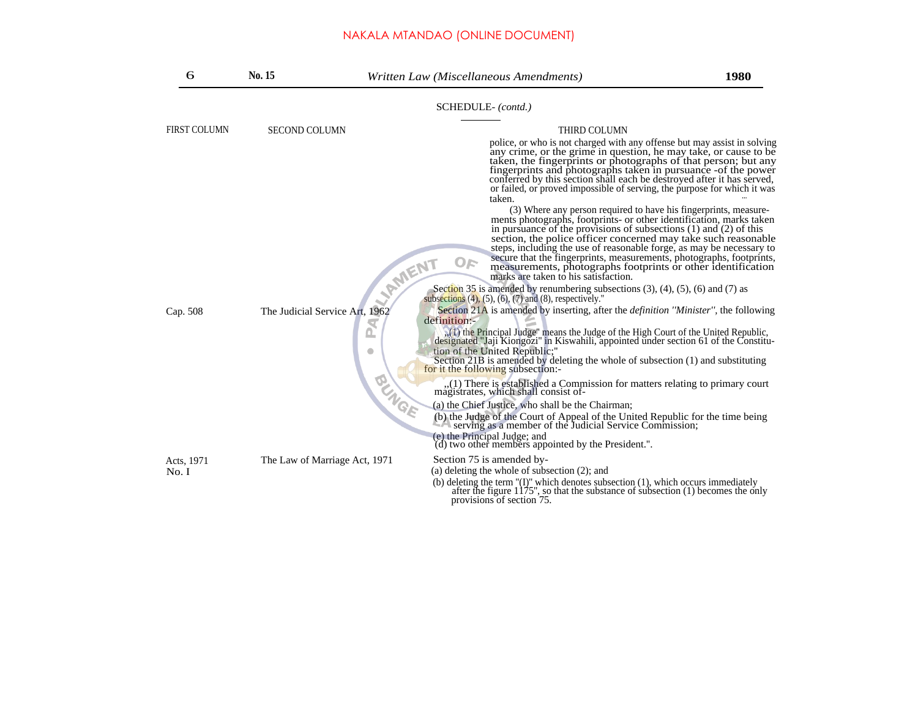SCHEDULE- *(contd.)*

| FIRST COLUMN | SECOND COLUMN | THIRD COLUMN |
|---|---|---|
| | | police, or who is not charged with any offense but may assist in solving any crime, or the grime in question, he may take, or cause to be taken, the fingerprints or photographs of that person; but any fingerprints and photographs taken in pursuance -of the power conferred by this section shall each be destroyed after it has served, or failed, or proved impossible of serving, the purpose for which it was taken. (3) Where any person required to have his fingerprints, measure- ments photographs, footprints- or other identification, marks taken in pursuance of the provisions of subsections (1) and (2) of this section, the police officer concerned may take such reasonable steps, including the use of reasonable forge, as may be necessary to secure that the fingerprints, measurements, photographs, footprints, measurements, photographs footprints or other identification marks are taken to his satisfaction. Section 35 is amended by renumbering subsections (3), (4), (5), (6) and (7) as subsections (4), (5), (6), (7) and (8), respectively." |
| Cap. 508 | The Judicial Service Art, 1962 | Section 21A is amended by inserting, after the *definition "Minister"*, the following definition:- ,,(1) the Principal Judge" means the Judge of the High Court of the United Republic, designated "Jaji Kiongozi" in Kiswahili, appointed under section 61 of the Constitu- tion of the United Republic;" Section 21B is amended by deleting the whole of subsection (1) and substituting for it the following subsection:- ,,(1) There is established a Commission for matters relating to primary court magistrates, which shall consist of- (a) the Chief Justice, who shall be the Chairman; (b) the Judge of the Court of Appeal of the United Republic for the time being serving as a member of the Judicial Service Commission; (e) the Principal Judge; and (d) two other members appointed by the President.". |
| Acts, 1971 No. I | The Law of Marriage Act, 1971 | Section 75 is amended by- (a) deleting the whole of subsection (2); and (b) deleting the term "(I)" which denotes subsection (1), which occurs immediately after the figure 1175", so that the substance of subsection (1) becomes the only provisions of section 75. |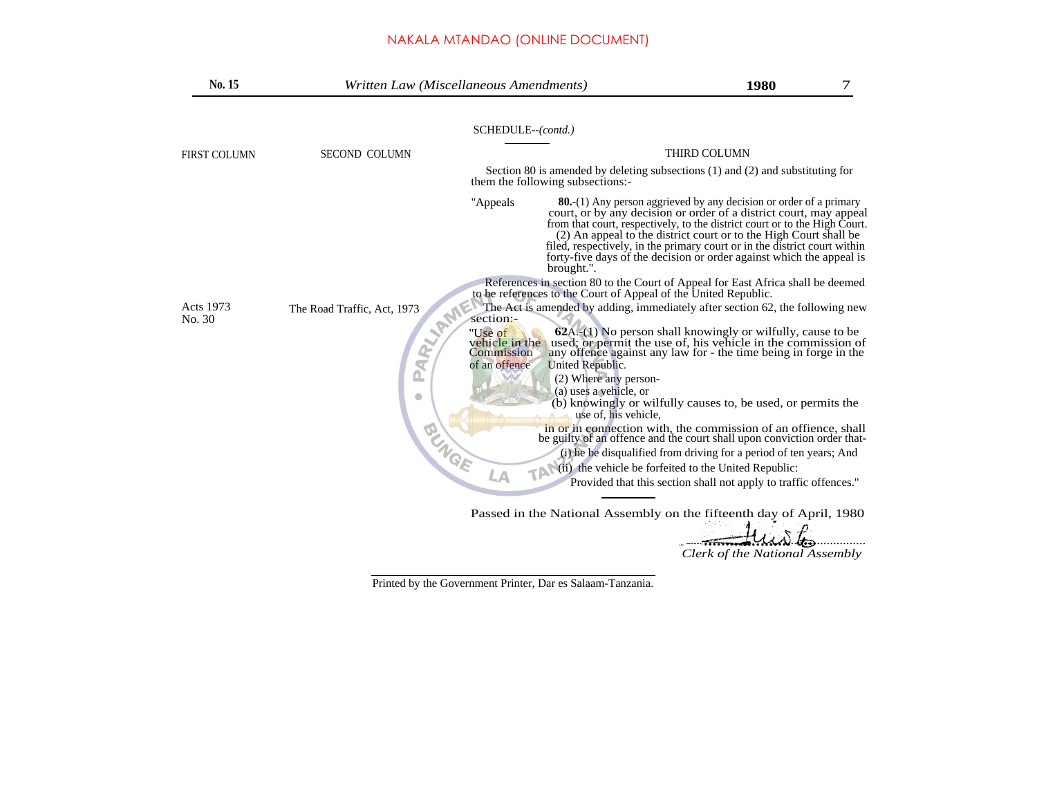NAKALA MTANDAO (ONLINE DOCUMENT)

SCHEDULE--*(contd.)*

| FIRST COLUMN | SECOND COLUMN | THIRD COLUMN |
|---|---|---|
| | | Section 80 is amended by deleting subsections (1) and (2) and substituting for them the following subsections:-<br><br>"Appeals **80.**-(1) Any person aggrieved by any decision or order of a primary court, or by any decision or order of a district court, may appeal from that court, respectively, to the district court or to the High Court.<br>(2) An appeal to the district court or to the High Court shall be filed, respectively, in the primary court or in the district court within forty-five days of the decision or order against which the appeal is brought.".<br><br>References in section 80 to the Court of Appeal for East Africa shall be deemed to be references to the Court of Appeal of the United Republic. |
| Acts 1973 No. 30 | The Road Traffic, Act, 1973 | The Act is amended by adding, immediately after section 62, the following new section:-<br><br>"Use of vehicle in the Commission of an offence **62**A.-(1) No person shall knowingly or wilfully, cause to be used; or permit the use of, his vehicle in the commission of any offence against any law for - the time being in forge in the United Republic.<br>(2) Where any person-<br>(a) uses a vehicle, or<br>(b) knowingly or wilfully causes to, be used, or permits the use of, his vehicle,<br>in or in connection with, the commission of an offence, shall be guilty of an offence and the court shall upon conviction order that-<br>(i) he be disqualified from driving for a period of ten years; And<br>(ii) the vehicle be forfeited to the United Republic:<br>Provided that this section shall not apply to traffic offences." |

Passed in the National Assembly on the fifteenth day of April, 1980

*Clerk of the National Assembly*

Printed by the Government Printer, Dar es Salaam-Tanzania.